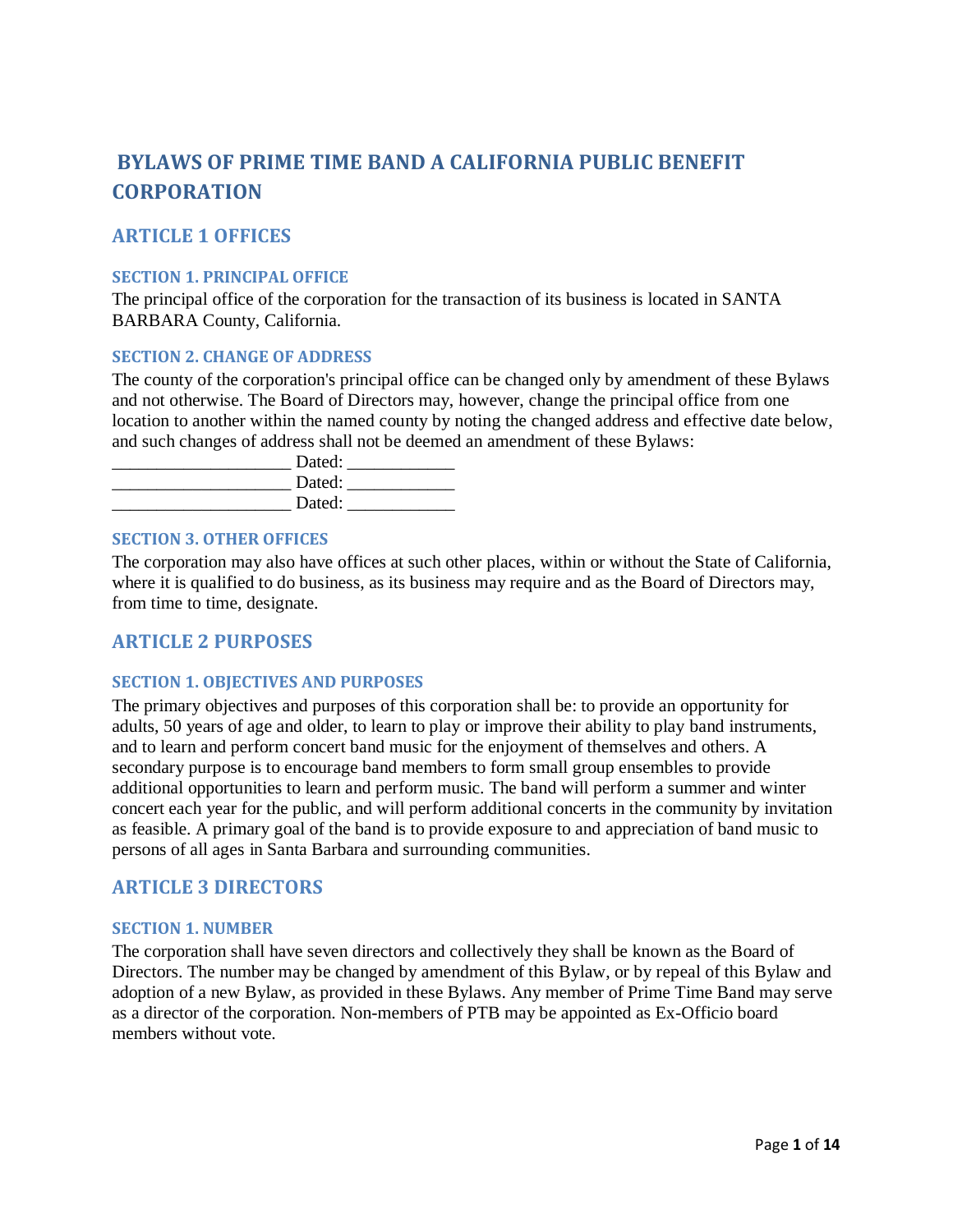# BYLAWS OF PRIME TIME BAND A CALIFORNIA PUBLIC BENEFIT CORPORATION

## ARTICLE 1 OFFICES

### SECTION 1. PRINCIPAL OFFICE

The principal office of the corporation for the transaction of its business is located in SANTA BARBARA County, California.

### SECTION 2. CHANGE OF ADDRESS

The county of the corporation's principal office can be changed only by amendment of these Bylaws and not otherwise. The Board of Directors may, however, change the principal office from one location to another within the named county by noting the changed address and effective date below, and such changes of address shall not be deemed an amendment of these Bylaws:

____________________ Dated: ____________
____________________ Dated: ____________
____________________ Dated: ____________

### SECTION 3. OTHER OFFICES

The corporation may also have offices at such other places, within or without the State of California, where it is qualified to do business, as its business may require and as the Board of Directors may, from time to time, designate.

## ARTICLE 2 PURPOSES

### SECTION 1. OBJECTIVES AND PURPOSES

The primary objectives and purposes of this corporation shall be: to provide an opportunity for adults, 50 years of age and older, to learn to play or improve their ability to play band instruments, and to learn and perform concert band music for the enjoyment of themselves and others. A secondary purpose is to encourage band members to form small group ensembles to provide additional opportunities to learn and perform music. The band will perform a summer and winter concert each year for the public, and will perform additional concerts in the community by invitation as feasible. A primary goal of the band is to provide exposure to and appreciation of band music to persons of all ages in Santa Barbara and surrounding communities.

## ARTICLE 3 DIRECTORS

### SECTION 1. NUMBER

The corporation shall have seven directors and collectively they shall be known as the Board of Directors. The number may be changed by amendment of this Bylaw, or by repeal of this Bylaw and adoption of a new Bylaw, as provided in these Bylaws. Any member of Prime Time Band may serve as a director of the corporation. Non-members of PTB may be appointed as Ex-Officio board members without vote.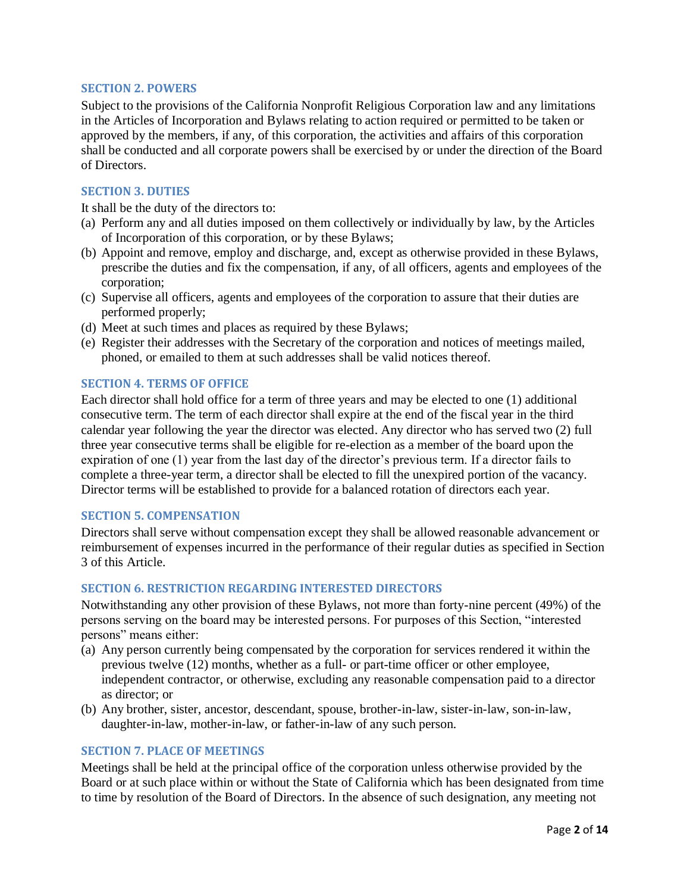### SECTION 2. POWERS

Subject to the provisions of the California Nonprofit Religious Corporation law and any limitations in the Articles of Incorporation and Bylaws relating to action required or permitted to be taken or approved by the members, if any, of this corporation, the activities and affairs of this corporation shall be conducted and all corporate powers shall be exercised by or under the direction of the Board of Directors.

### SECTION 3. DUTIES

It shall be the duty of the directors to:

(a) Perform any and all duties imposed on them collectively or individually by law, by the Articles of Incorporation of this corporation, or by these Bylaws;

(b) Appoint and remove, employ and discharge, and, except as otherwise provided in these Bylaws, prescribe the duties and fix the compensation, if any, of all officers, agents and employees of the corporation;

(c) Supervise all officers, agents and employees of the corporation to assure that their duties are performed properly;

(d) Meet at such times and places as required by these Bylaws;

(e) Register their addresses with the Secretary of the corporation and notices of meetings mailed, phoned, or emailed to them at such addresses shall be valid notices thereof.

### SECTION 4. TERMS OF OFFICE

Each director shall hold office for a term of three years and may be elected to one (1) additional consecutive term. The term of each director shall expire at the end of the fiscal year in the third calendar year following the year the director was elected. Any director who has served two (2) full three year consecutive terms shall be eligible for re-election as a member of the board upon the expiration of one (1) year from the last day of the director's previous term. If a director fails to complete a three-year term, a director shall be elected to fill the unexpired portion of the vacancy. Director terms will be established to provide for a balanced rotation of directors each year.

### SECTION 5. COMPENSATION

Directors shall serve without compensation except they shall be allowed reasonable advancement or reimbursement of expenses incurred in the performance of their regular duties as specified in Section 3 of this Article.

### SECTION 6. RESTRICTION REGARDING INTERESTED DIRECTORS

Notwithstanding any other provision of these Bylaws, not more than forty-nine percent (49%) of the persons serving on the board may be interested persons. For purposes of this Section, "interested persons" means either:

(a) Any person currently being compensated by the corporation for services rendered it within the previous twelve (12) months, whether as a full- or part-time officer or other employee, independent contractor, or otherwise, excluding any reasonable compensation paid to a director as director; or

(b) Any brother, sister, ancestor, descendant, spouse, brother-in-law, sister-in-law, son-in-law, daughter-in-law, mother-in-law, or father-in-law of any such person.

### SECTION 7. PLACE OF MEETINGS

Meetings shall be held at the principal office of the corporation unless otherwise provided by the Board or at such place within or without the State of California which has been designated from time to time by resolution of the Board of Directors. In the absence of such designation, any meeting not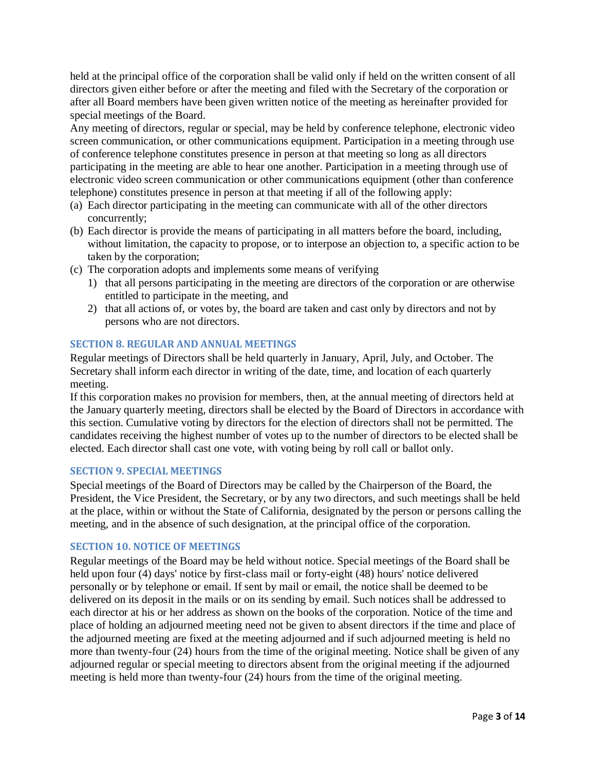held at the principal office of the corporation shall be valid only if held on the written consent of all directors given either before or after the meeting and filed with the Secretary of the corporation or after all Board members have been given written notice of the meeting as hereinafter provided for special meetings of the Board.

Any meeting of directors, regular or special, may be held by conference telephone, electronic video screen communication, or other communications equipment. Participation in a meeting through use of conference telephone constitutes presence in person at that meeting so long as all directors participating in the meeting are able to hear one another. Participation in a meeting through use of electronic video screen communication or other communications equipment (other than conference telephone) constitutes presence in person at that meeting if all of the following apply:

(a) Each director participating in the meeting can communicate with all of the other directors concurrently;

(b) Each director is provide the means of participating in all matters before the board, including, without limitation, the capacity to propose, or to interpose an objection to, a specific action to be taken by the corporation;

(c) The corporation adopts and implements some means of verifying
   1) that all persons participating in the meeting are directors of the corporation or are otherwise entitled to participate in the meeting, and
   2) that all actions of, or votes by, the board are taken and cast only by directors and not by persons who are not directors.

### SECTION 8. REGULAR AND ANNUAL MEETINGS

Regular meetings of Directors shall be held quarterly in January, April, July, and October. The Secretary shall inform each director in writing of the date, time, and location of each quarterly meeting.

If this corporation makes no provision for members, then, at the annual meeting of directors held at the January quarterly meeting, directors shall be elected by the Board of Directors in accordance with this section. Cumulative voting by directors for the election of directors shall not be permitted. The candidates receiving the highest number of votes up to the number of directors to be elected shall be elected. Each director shall cast one vote, with voting being by roll call or ballot only.

### SECTION 9. SPECIAL MEETINGS

Special meetings of the Board of Directors may be called by the Chairperson of the Board, the President, the Vice President, the Secretary, or by any two directors, and such meetings shall be held at the place, within or without the State of California, designated by the person or persons calling the meeting, and in the absence of such designation, at the principal office of the corporation.

### SECTION 10. NOTICE OF MEETINGS

Regular meetings of the Board may be held without notice. Special meetings of the Board shall be held upon four (4) days' notice by first-class mail or forty-eight (48) hours' notice delivered personally or by telephone or email. If sent by mail or email, the notice shall be deemed to be delivered on its deposit in the mails or on its sending by email. Such notices shall be addressed to each director at his or her address as shown on the books of the corporation. Notice of the time and place of holding an adjourned meeting need not be given to absent directors if the time and place of the adjourned meeting are fixed at the meeting adjourned and if such adjourned meeting is held no more than twenty-four (24) hours from the time of the original meeting. Notice shall be given of any adjourned regular or special meeting to directors absent from the original meeting if the adjourned meeting is held more than twenty-four (24) hours from the time of the original meeting.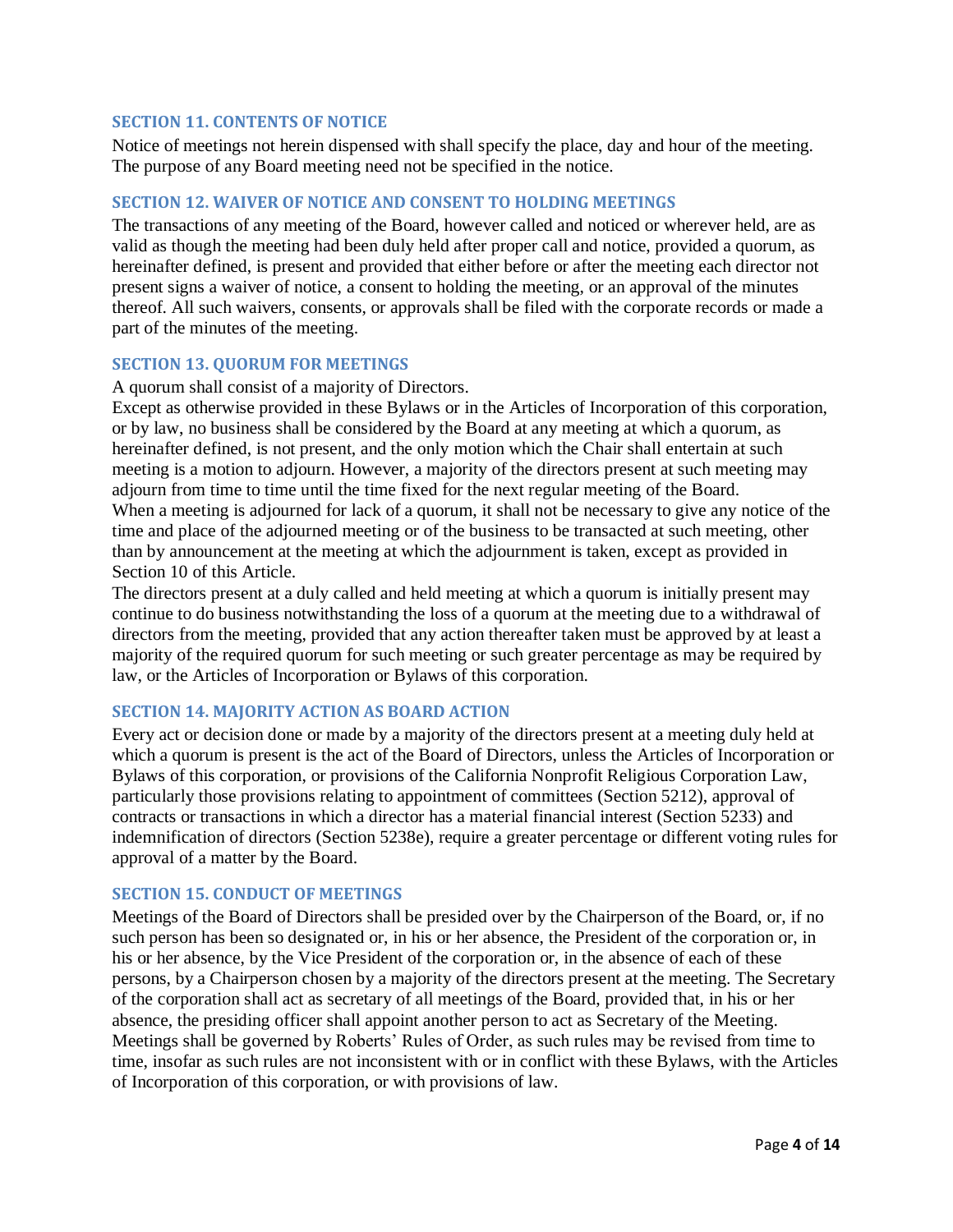### SECTION 11. CONTENTS OF NOTICE

Notice of meetings not herein dispensed with shall specify the place, day and hour of the meeting. The purpose of any Board meeting need not be specified in the notice.

### SECTION 12. WAIVER OF NOTICE AND CONSENT TO HOLDING MEETINGS

The transactions of any meeting of the Board, however called and noticed or wherever held, are as valid as though the meeting had been duly held after proper call and notice, provided a quorum, as hereinafter defined, is present and provided that either before or after the meeting each director not present signs a waiver of notice, a consent to holding the meeting, or an approval of the minutes thereof. All such waivers, consents, or approvals shall be filed with the corporate records or made a part of the minutes of the meeting.

### SECTION 13. QUORUM FOR MEETINGS

A quorum shall consist of a majority of Directors.

Except as otherwise provided in these Bylaws or in the Articles of Incorporation of this corporation, or by law, no business shall be considered by the Board at any meeting at which a quorum, as hereinafter defined, is not present, and the only motion which the Chair shall entertain at such meeting is a motion to adjourn. However, a majority of the directors present at such meeting may adjourn from time to time until the time fixed for the next regular meeting of the Board.

When a meeting is adjourned for lack of a quorum, it shall not be necessary to give any notice of the time and place of the adjourned meeting or of the business to be transacted at such meeting, other than by announcement at the meeting at which the adjournment is taken, except as provided in Section 10 of this Article.

The directors present at a duly called and held meeting at which a quorum is initially present may continue to do business notwithstanding the loss of a quorum at the meeting due to a withdrawal of directors from the meeting, provided that any action thereafter taken must be approved by at least a majority of the required quorum for such meeting or such greater percentage as may be required by law, or the Articles of Incorporation or Bylaws of this corporation.

### SECTION 14. MAJORITY ACTION AS BOARD ACTION

Every act or decision done or made by a majority of the directors present at a meeting duly held at which a quorum is present is the act of the Board of Directors, unless the Articles of Incorporation or Bylaws of this corporation, or provisions of the California Nonprofit Religious Corporation Law, particularly those provisions relating to appointment of committees (Section 5212), approval of contracts or transactions in which a director has a material financial interest (Section 5233) and indemnification of directors (Section 5238e), require a greater percentage or different voting rules for approval of a matter by the Board.

### SECTION 15. CONDUCT OF MEETINGS

Meetings of the Board of Directors shall be presided over by the Chairperson of the Board, or, if no such person has been so designated or, in his or her absence, the President of the corporation or, in his or her absence, by the Vice President of the corporation or, in the absence of each of these persons, by a Chairperson chosen by a majority of the directors present at the meeting. The Secretary of the corporation shall act as secretary of all meetings of the Board, provided that, in his or her absence, the presiding officer shall appoint another person to act as Secretary of the Meeting. Meetings shall be governed by Roberts' Rules of Order, as such rules may be revised from time to time, insofar as such rules are not inconsistent with or in conflict with these Bylaws, with the Articles of Incorporation of this corporation, or with provisions of law.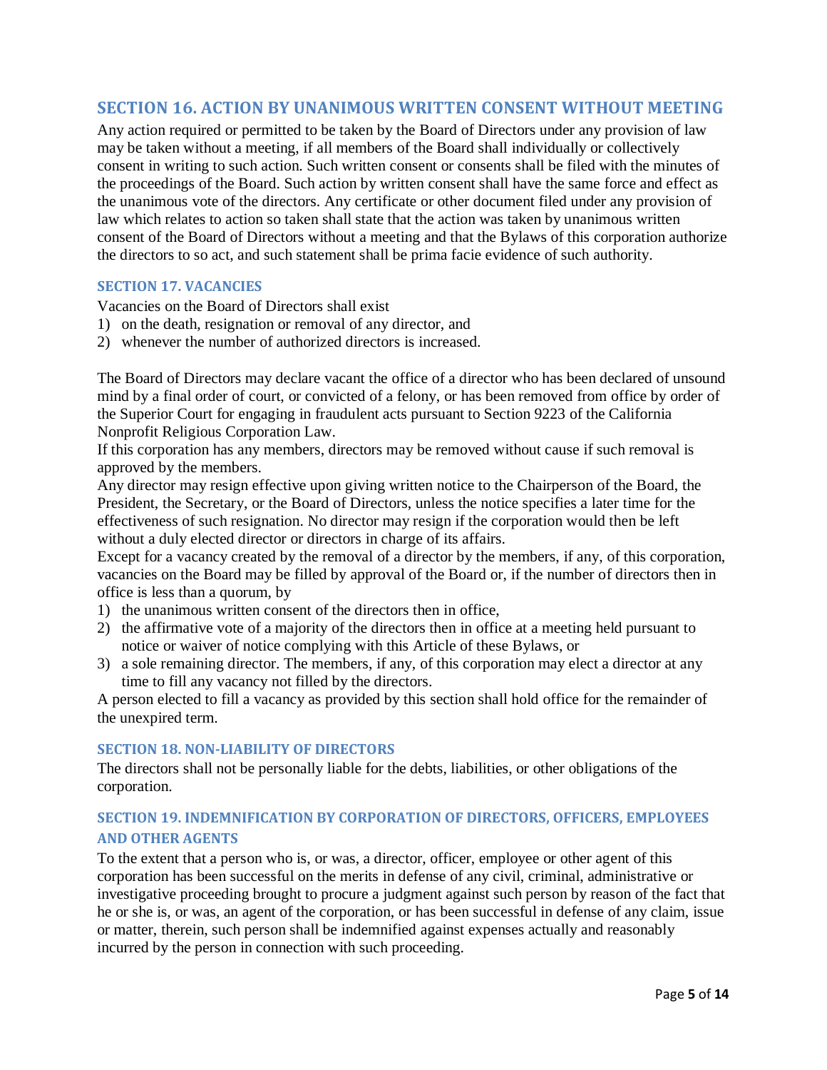## SECTION 16. ACTION BY UNANIMOUS WRITTEN CONSENT WITHOUT MEETING

Any action required or permitted to be taken by the Board of Directors under any provision of law may be taken without a meeting, if all members of the Board shall individually or collectively consent in writing to such action. Such written consent or consents shall be filed with the minutes of the proceedings of the Board. Such action by written consent shall have the same force and effect as the unanimous vote of the directors. Any certificate or other document filed under any provision of law which relates to action so taken shall state that the action was taken by unanimous written consent of the Board of Directors without a meeting and that the Bylaws of this corporation authorize the directors to so act, and such statement shall be prima facie evidence of such authority.

### SECTION 17. VACANCIES

Vacancies on the Board of Directors shall exist

1) on the death, resignation or removal of any director, and
2) whenever the number of authorized directors is increased.

The Board of Directors may declare vacant the office of a director who has been declared of unsound mind by a final order of court, or convicted of a felony, or has been removed from office by order of the Superior Court for engaging in fraudulent acts pursuant to Section 9223 of the California Nonprofit Religious Corporation Law.

If this corporation has any members, directors may be removed without cause if such removal is approved by the members.

Any director may resign effective upon giving written notice to the Chairperson of the Board, the President, the Secretary, or the Board of Directors, unless the notice specifies a later time for the effectiveness of such resignation. No director may resign if the corporation would then be left without a duly elected director or directors in charge of its affairs.

Except for a vacancy created by the removal of a director by the members, if any, of this corporation, vacancies on the Board may be filled by approval of the Board or, if the number of directors then in office is less than a quorum, by

1) the unanimous written consent of the directors then in office,
2) the affirmative vote of a majority of the directors then in office at a meeting held pursuant to notice or waiver of notice complying with this Article of these Bylaws, or
3) a sole remaining director. The members, if any, of this corporation may elect a director at any time to fill any vacancy not filled by the directors.

A person elected to fill a vacancy as provided by this section shall hold office for the remainder of the unexpired term.

### SECTION 18. NON-LIABILITY OF DIRECTORS

The directors shall not be personally liable for the debts, liabilities, or other obligations of the corporation.

### SECTION 19. INDEMNIFICATION BY CORPORATION OF DIRECTORS, OFFICERS, EMPLOYEES AND OTHER AGENTS

To the extent that a person who is, or was, a director, officer, employee or other agent of this corporation has been successful on the merits in defense of any civil, criminal, administrative or investigative proceeding brought to procure a judgment against such person by reason of the fact that he or she is, or was, an agent of the corporation, or has been successful in defense of any claim, issue or matter, therein, such person shall be indemnified against expenses actually and reasonably incurred by the person in connection with such proceeding.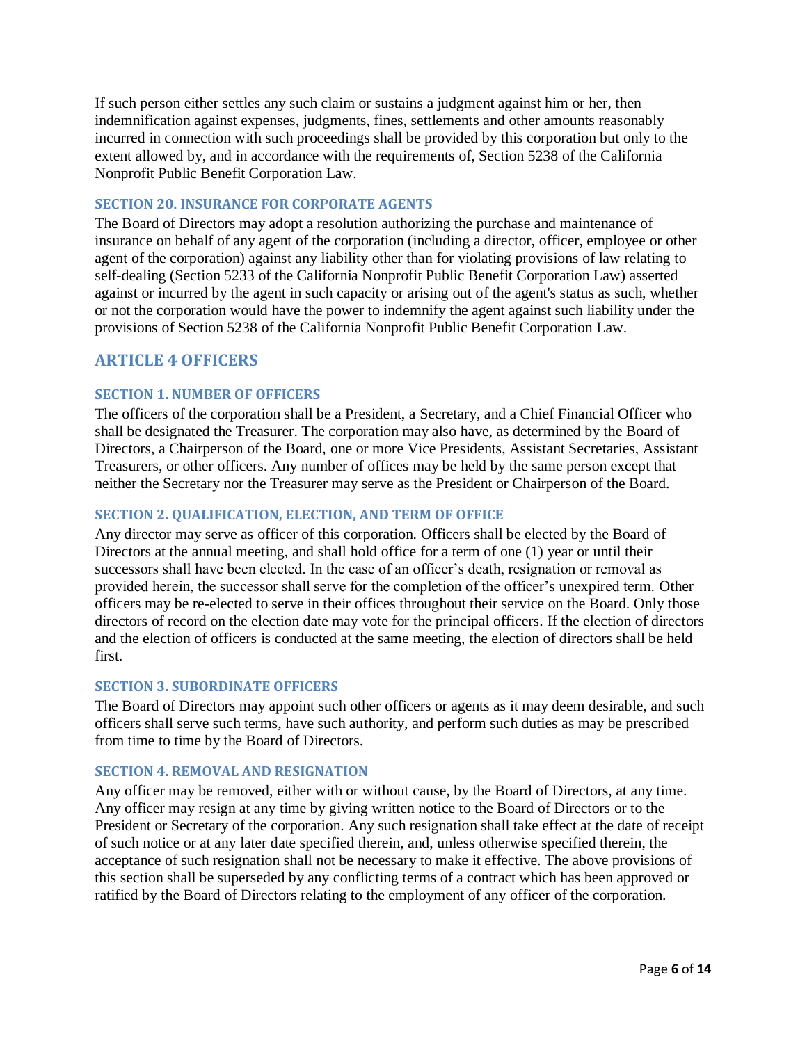If such person either settles any such claim or sustains a judgment against him or her, then indemnification against expenses, judgments, fines, settlements and other amounts reasonably incurred in connection with such proceedings shall be provided by this corporation but only to the extent allowed by, and in accordance with the requirements of, Section 5238 of the California Nonprofit Public Benefit Corporation Law.

### SECTION 20. INSURANCE FOR CORPORATE AGENTS

The Board of Directors may adopt a resolution authorizing the purchase and maintenance of insurance on behalf of any agent of the corporation (including a director, officer, employee or other agent of the corporation) against any liability other than for violating provisions of law relating to self-dealing (Section 5233 of the California Nonprofit Public Benefit Corporation Law) asserted against or incurred by the agent in such capacity or arising out of the agent's status as such, whether or not the corporation would have the power to indemnify the agent against such liability under the provisions of Section 5238 of the California Nonprofit Public Benefit Corporation Law.

## ARTICLE 4 OFFICERS

### SECTION 1. NUMBER OF OFFICERS

The officers of the corporation shall be a President, a Secretary, and a Chief Financial Officer who shall be designated the Treasurer. The corporation may also have, as determined by the Board of Directors, a Chairperson of the Board, one or more Vice Presidents, Assistant Secretaries, Assistant Treasurers, or other officers. Any number of offices may be held by the same person except that neither the Secretary nor the Treasurer may serve as the President or Chairperson of the Board.

### SECTION 2. QUALIFICATION, ELECTION, AND TERM OF OFFICE

Any director may serve as officer of this corporation. Officers shall be elected by the Board of Directors at the annual meeting, and shall hold office for a term of one (1) year or until their successors shall have been elected. In the case of an officer’s death, resignation or removal as provided herein, the successor shall serve for the completion of the officer’s unexpired term. Other officers may be re-elected to serve in their offices throughout their service on the Board. Only those directors of record on the election date may vote for the principal officers. If the election of directors and the election of officers is conducted at the same meeting, the election of directors shall be held first.

### SECTION 3. SUBORDINATE OFFICERS

The Board of Directors may appoint such other officers or agents as it may deem desirable, and such officers shall serve such terms, have such authority, and perform such duties as may be prescribed from time to time by the Board of Directors.

### SECTION 4. REMOVAL AND RESIGNATION

Any officer may be removed, either with or without cause, by the Board of Directors, at any time. Any officer may resign at any time by giving written notice to the Board of Directors or to the President or Secretary of the corporation. Any such resignation shall take effect at the date of receipt of such notice or at any later date specified therein, and, unless otherwise specified therein, the acceptance of such resignation shall not be necessary to make it effective. The above provisions of this section shall be superseded by any conflicting terms of a contract which has been approved or ratified by the Board of Directors relating to the employment of any officer of the corporation.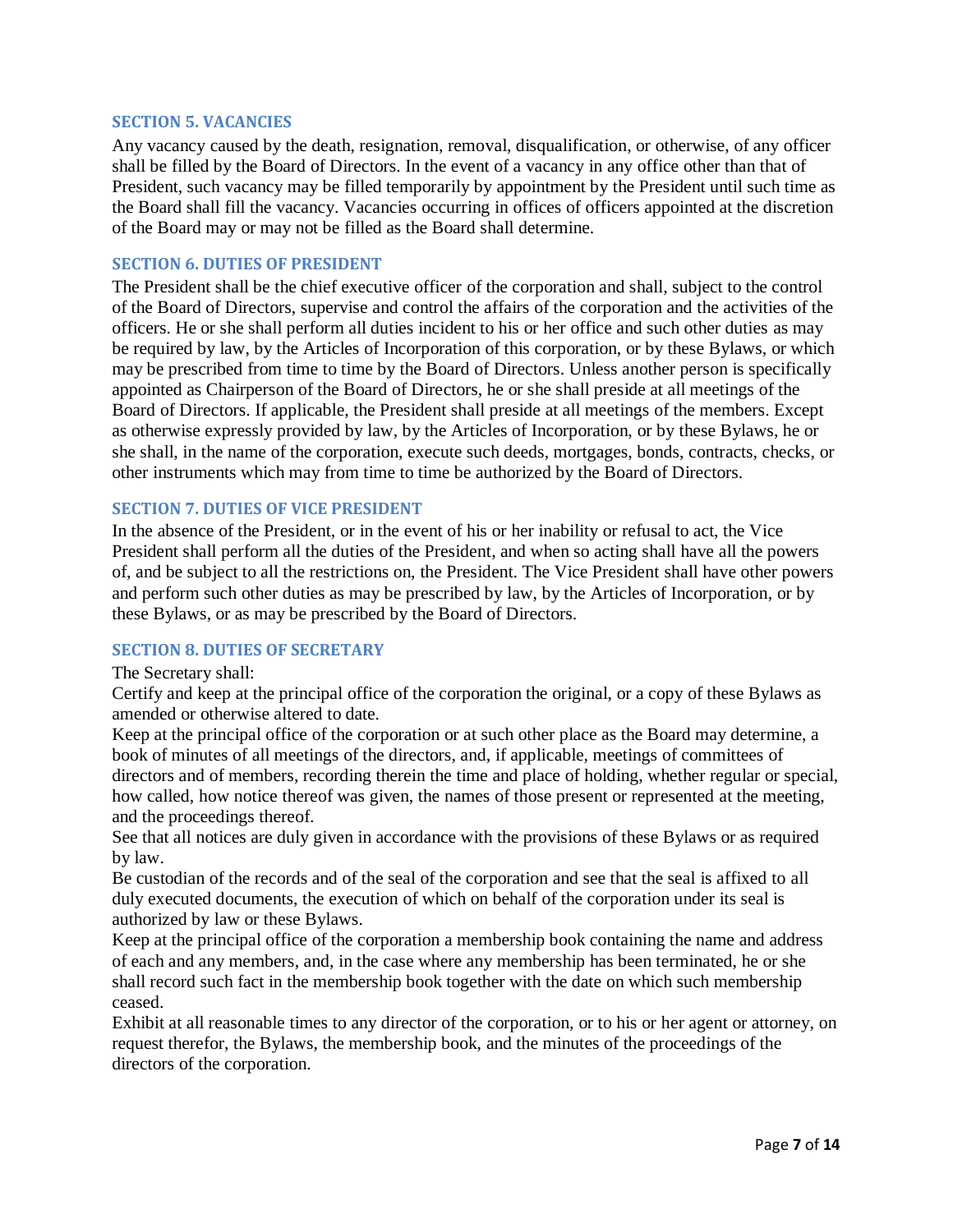### SECTION 5. VACANCIES

Any vacancy caused by the death, resignation, removal, disqualification, or otherwise, of any officer shall be filled by the Board of Directors. In the event of a vacancy in any office other than that of President, such vacancy may be filled temporarily by appointment by the President until such time as the Board shall fill the vacancy. Vacancies occurring in offices of officers appointed at the discretion of the Board may or may not be filled as the Board shall determine.

### SECTION 6. DUTIES OF PRESIDENT

The President shall be the chief executive officer of the corporation and shall, subject to the control of the Board of Directors, supervise and control the affairs of the corporation and the activities of the officers. He or she shall perform all duties incident to his or her office and such other duties as may be required by law, by the Articles of Incorporation of this corporation, or by these Bylaws, or which may be prescribed from time to time by the Board of Directors. Unless another person is specifically appointed as Chairperson of the Board of Directors, he or she shall preside at all meetings of the Board of Directors. If applicable, the President shall preside at all meetings of the members. Except as otherwise expressly provided by law, by the Articles of Incorporation, or by these Bylaws, he or she shall, in the name of the corporation, execute such deeds, mortgages, bonds, contracts, checks, or other instruments which may from time to time be authorized by the Board of Directors.

### SECTION 7. DUTIES OF VICE PRESIDENT

In the absence of the President, or in the event of his or her inability or refusal to act, the Vice President shall perform all the duties of the President, and when so acting shall have all the powers of, and be subject to all the restrictions on, the President. The Vice President shall have other powers and perform such other duties as may be prescribed by law, by the Articles of Incorporation, or by these Bylaws, or as may be prescribed by the Board of Directors.

### SECTION 8. DUTIES OF SECRETARY

The Secretary shall:

Certify and keep at the principal office of the corporation the original, or a copy of these Bylaws as amended or otherwise altered to date.

Keep at the principal office of the corporation or at such other place as the Board may determine, a book of minutes of all meetings of the directors, and, if applicable, meetings of committees of directors and of members, recording therein the time and place of holding, whether regular or special, how called, how notice thereof was given, the names of those present or represented at the meeting, and the proceedings thereof.

See that all notices are duly given in accordance with the provisions of these Bylaws or as required by law.

Be custodian of the records and of the seal of the corporation and see that the seal is affixed to all duly executed documents, the execution of which on behalf of the corporation under its seal is authorized by law or these Bylaws.

Keep at the principal office of the corporation a membership book containing the name and address of each and any members, and, in the case where any membership has been terminated, he or she shall record such fact in the membership book together with the date on which such membership ceased.

Exhibit at all reasonable times to any director of the corporation, or to his or her agent or attorney, on request therefor, the Bylaws, the membership book, and the minutes of the proceedings of the directors of the corporation.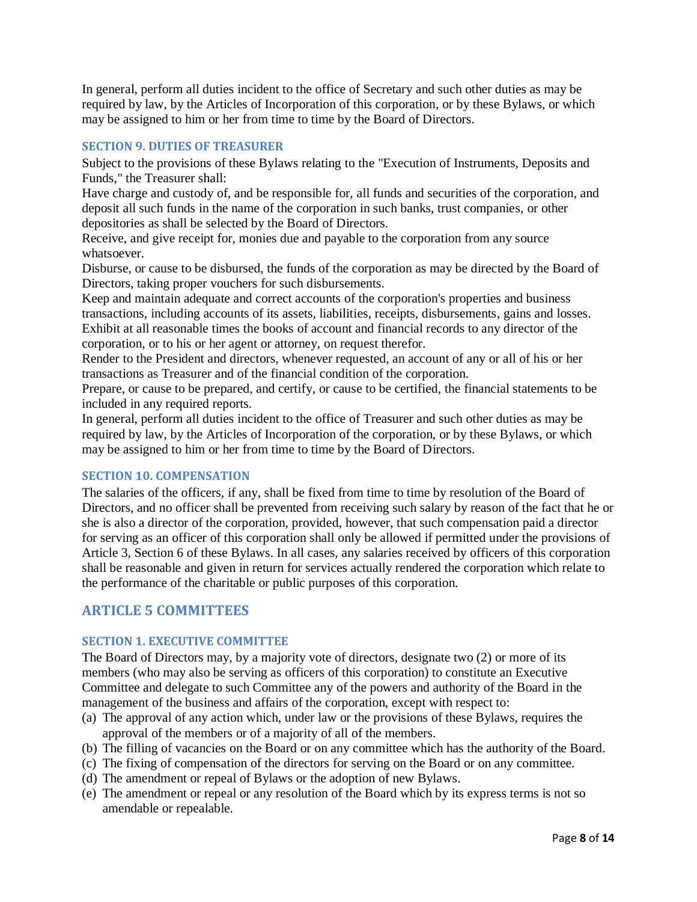In general, perform all duties incident to the office of Secretary and such other duties as may be required by law, by the Articles of Incorporation of this corporation, or by these Bylaws, or which may be assigned to him or her from time to time by the Board of Directors.

### SECTION 9. DUTIES OF TREASURER

Subject to the provisions of these Bylaws relating to the "Execution of Instruments, Deposits and Funds," the Treasurer shall:

Have charge and custody of, and be responsible for, all funds and securities of the corporation, and deposit all such funds in the name of the corporation in such banks, trust companies, or other depositories as shall be selected by the Board of Directors.

Receive, and give receipt for, monies due and payable to the corporation from any source whatsoever.

Disburse, or cause to be disbursed, the funds of the corporation as may be directed by the Board of Directors, taking proper vouchers for such disbursements.

Keep and maintain adequate and correct accounts of the corporation's properties and business transactions, including accounts of its assets, liabilities, receipts, disbursements, gains and losses.

Exhibit at all reasonable times the books of account and financial records to any director of the corporation, or to his or her agent or attorney, on request therefor.

Render to the President and directors, whenever requested, an account of any or all of his or her transactions as Treasurer and of the financial condition of the corporation.

Prepare, or cause to be prepared, and certify, or cause to be certified, the financial statements to be included in any required reports.

In general, perform all duties incident to the office of Treasurer and such other duties as may be required by law, by the Articles of Incorporation of the corporation, or by these Bylaws, or which may be assigned to him or her from time to time by the Board of Directors.

### SECTION 10. COMPENSATION

The salaries of the officers, if any, shall be fixed from time to time by resolution of the Board of Directors, and no officer shall be prevented from receiving such salary by reason of the fact that he or she is also a director of the corporation, provided, however, that such compensation paid a director for serving as an officer of this corporation shall only be allowed if permitted under the provisions of Article 3, Section 6 of these Bylaws. In all cases, any salaries received by officers of this corporation shall be reasonable and given in return for services actually rendered the corporation which relate to the performance of the charitable or public purposes of this corporation.

## ARTICLE 5 COMMITTEES

### SECTION 1. EXECUTIVE COMMITTEE

The Board of Directors may, by a majority vote of directors, designate two (2) or more of its members (who may also be serving as officers of this corporation) to constitute an Executive Committee and delegate to such Committee any of the powers and authority of the Board in the management of the business and affairs of the corporation, except with respect to:

(a) The approval of any action which, under law or the provisions of these Bylaws, requires the approval of the members or of a majority of all of the members.
(b) The filling of vacancies on the Board or on any committee which has the authority of the Board.
(c) The fixing of compensation of the directors for serving on the Board or on any committee.
(d) The amendment or repeal of Bylaws or the adoption of new Bylaws.
(e) The amendment or repeal or any resolution of the Board which by its express terms is not so amendable or repealable.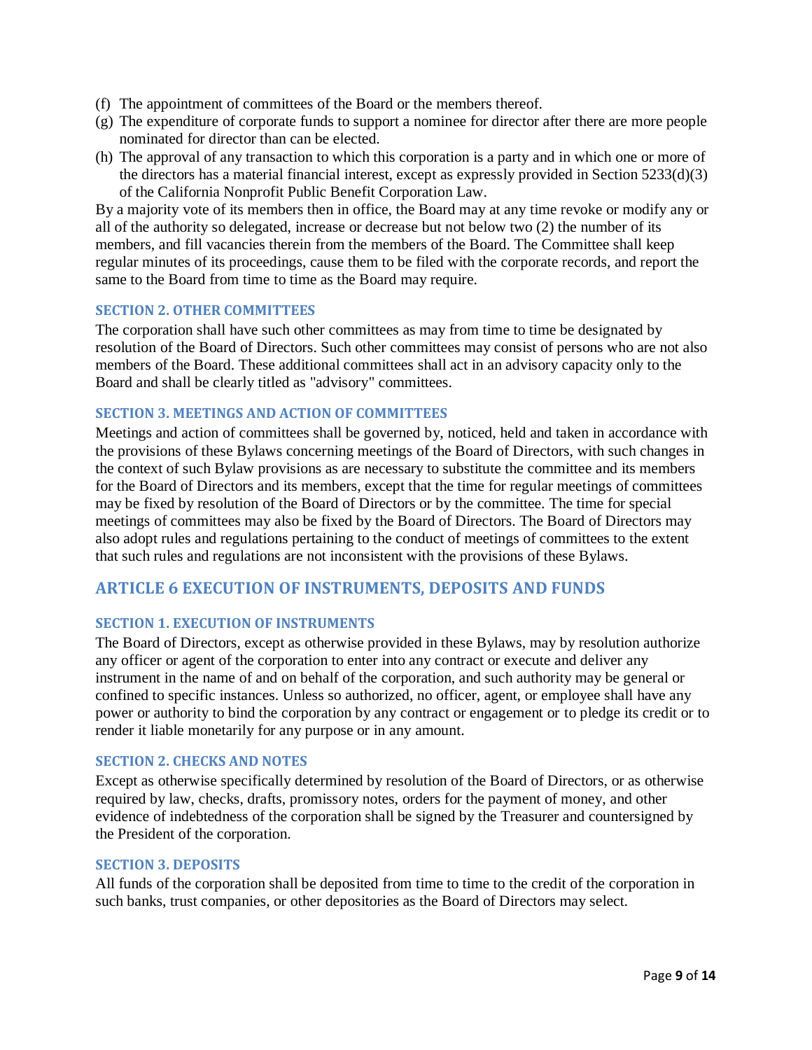(f) The appointment of committees of the Board or the members thereof.
(g) The expenditure of corporate funds to support a nominee for director after there are more people nominated for director than can be elected.
(h) The approval of any transaction to which this corporation is a party and in which one or more of the directors has a material financial interest, except as expressly provided in Section 5233(d)(3) of the California Nonprofit Public Benefit Corporation Law.

By a majority vote of its members then in office, the Board may at any time revoke or modify any or all of the authority so delegated, increase or decrease but not below two (2) the number of its members, and fill vacancies therein from the members of the Board. The Committee shall keep regular minutes of its proceedings, cause them to be filed with the corporate records, and report the same to the Board from time to time as the Board may require.

### SECTION 2. OTHER COMMITTEES

The corporation shall have such other committees as may from time to time be designated by resolution of the Board of Directors. Such other committees may consist of persons who are not also members of the Board. These additional committees shall act in an advisory capacity only to the Board and shall be clearly titled as "advisory" committees.

### SECTION 3. MEETINGS AND ACTION OF COMMITTEES

Meetings and action of committees shall be governed by, noticed, held and taken in accordance with the provisions of these Bylaws concerning meetings of the Board of Directors, with such changes in the context of such Bylaw provisions as are necessary to substitute the committee and its members for the Board of Directors and its members, except that the time for regular meetings of committees may be fixed by resolution of the Board of Directors or by the committee. The time for special meetings of committees may also be fixed by the Board of Directors. The Board of Directors may also adopt rules and regulations pertaining to the conduct of meetings of committees to the extent that such rules and regulations are not inconsistent with the provisions of these Bylaws.

## ARTICLE 6 EXECUTION OF INSTRUMENTS, DEPOSITS AND FUNDS

### SECTION 1. EXECUTION OF INSTRUMENTS

The Board of Directors, except as otherwise provided in these Bylaws, may by resolution authorize any officer or agent of the corporation to enter into any contract or execute and deliver any instrument in the name of and on behalf of the corporation, and such authority may be general or confined to specific instances. Unless so authorized, no officer, agent, or employee shall have any power or authority to bind the corporation by any contract or engagement or to pledge its credit or to render it liable monetarily for any purpose or in any amount.

### SECTION 2. CHECKS AND NOTES

Except as otherwise specifically determined by resolution of the Board of Directors, or as otherwise required by law, checks, drafts, promissory notes, orders for the payment of money, and other evidence of indebtedness of the corporation shall be signed by the Treasurer and countersigned by the President of the corporation.

### SECTION 3. DEPOSITS

All funds of the corporation shall be deposited from time to time to the credit of the corporation in such banks, trust companies, or other depositories as the Board of Directors may select.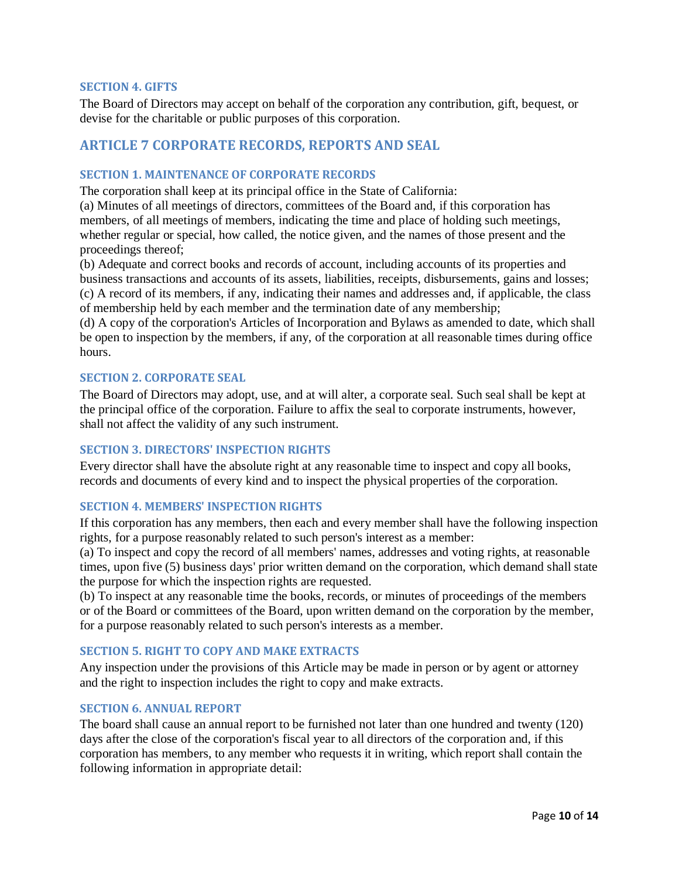### SECTION 4. GIFTS

The Board of Directors may accept on behalf of the corporation any contribution, gift, bequest, or devise for the charitable or public purposes of this corporation.

## ARTICLE 7 CORPORATE RECORDS, REPORTS AND SEAL

### SECTION 1. MAINTENANCE OF CORPORATE RECORDS

The corporation shall keep at its principal office in the State of California:

(a) Minutes of all meetings of directors, committees of the Board and, if this corporation has members, of all meetings of members, indicating the time and place of holding such meetings, whether regular or special, how called, the notice given, and the names of those present and the proceedings thereof;

(b) Adequate and correct books and records of account, including accounts of its properties and business transactions and accounts of its assets, liabilities, receipts, disbursements, gains and losses;

(c) A record of its members, if any, indicating their names and addresses and, if applicable, the class of membership held by each member and the termination date of any membership;

(d) A copy of the corporation's Articles of Incorporation and Bylaws as amended to date, which shall be open to inspection by the members, if any, of the corporation at all reasonable times during office hours.

### SECTION 2. CORPORATE SEAL

The Board of Directors may adopt, use, and at will alter, a corporate seal. Such seal shall be kept at the principal office of the corporation. Failure to affix the seal to corporate instruments, however, shall not affect the validity of any such instrument.

### SECTION 3. DIRECTORS' INSPECTION RIGHTS

Every director shall have the absolute right at any reasonable time to inspect and copy all books, records and documents of every kind and to inspect the physical properties of the corporation.

### SECTION 4. MEMBERS' INSPECTION RIGHTS

If this corporation has any members, then each and every member shall have the following inspection rights, for a purpose reasonably related to such person's interest as a member:

(a) To inspect and copy the record of all members' names, addresses and voting rights, at reasonable times, upon five (5) business days' prior written demand on the corporation, which demand shall state the purpose for which the inspection rights are requested.

(b) To inspect at any reasonable time the books, records, or minutes of proceedings of the members or of the Board or committees of the Board, upon written demand on the corporation by the member, for a purpose reasonably related to such person's interests as a member.

### SECTION 5. RIGHT TO COPY AND MAKE EXTRACTS

Any inspection under the provisions of this Article may be made in person or by agent or attorney and the right to inspection includes the right to copy and make extracts.

### SECTION 6. ANNUAL REPORT

The board shall cause an annual report to be furnished not later than one hundred and twenty (120) days after the close of the corporation's fiscal year to all directors of the corporation and, if this corporation has members, to any member who requests it in writing, which report shall contain the following information in appropriate detail: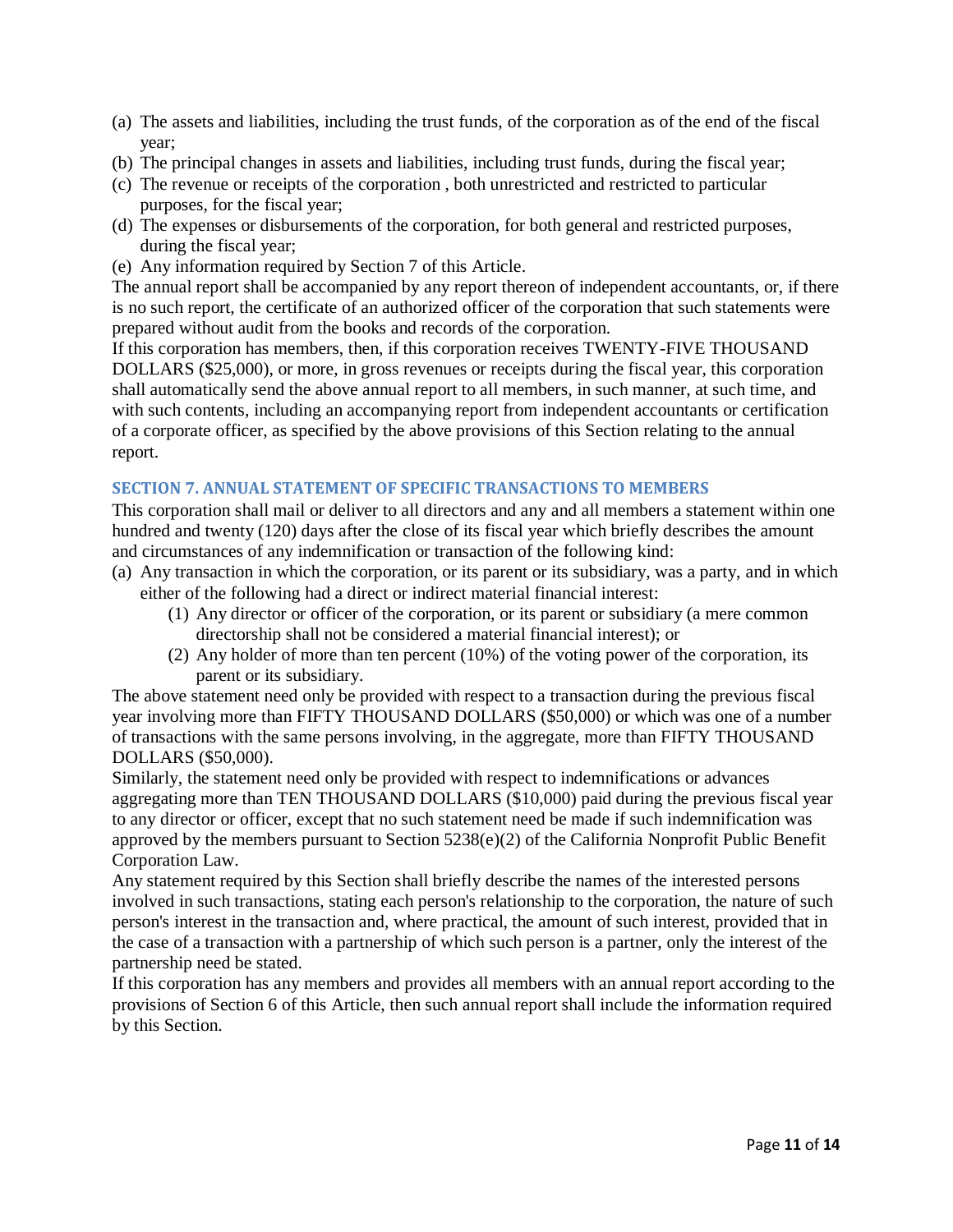(a) The assets and liabilities, including the trust funds, of the corporation as of the end of the fiscal year;
(b) The principal changes in assets and liabilities, including trust funds, during the fiscal year;
(c) The revenue or receipts of the corporation , both unrestricted and restricted to particular purposes, for the fiscal year;
(d) The expenses or disbursements of the corporation, for both general and restricted purposes, during the fiscal year;
(e) Any information required by Section 7 of this Article.

The annual report shall be accompanied by any report thereon of independent accountants, or, if there is no such report, the certificate of an authorized officer of the corporation that such statements were prepared without audit from the books and records of the corporation.

If this corporation has members, then, if this corporation receives TWENTY-FIVE THOUSAND DOLLARS ($25,000), or more, in gross revenues or receipts during the fiscal year, this corporation shall automatically send the above annual report to all members, in such manner, at such time, and with such contents, including an accompanying report from independent accountants or certification of a corporate officer, as specified by the above provisions of this Section relating to the annual report.

### SECTION 7. ANNUAL STATEMENT OF SPECIFIC TRANSACTIONS TO MEMBERS

This corporation shall mail or deliver to all directors and any and all members a statement within one hundred and twenty (120) days after the close of its fiscal year which briefly describes the amount and circumstances of any indemnification or transaction of the following kind:

(a) Any transaction in which the corporation, or its parent or its subsidiary, was a party, and in which either of the following had a direct or indirect material financial interest:
    (1) Any director or officer of the corporation, or its parent or subsidiary (a mere common directorship shall not be considered a material financial interest); or
    (2) Any holder of more than ten percent (10%) of the voting power of the corporation, its parent or its subsidiary.

The above statement need only be provided with respect to a transaction during the previous fiscal year involving more than FIFTY THOUSAND DOLLARS ($50,000) or which was one of a number of transactions with the same persons involving, in the aggregate, more than FIFTY THOUSAND DOLLARS ($50,000).

Similarly, the statement need only be provided with respect to indemnifications or advances aggregating more than TEN THOUSAND DOLLARS ($10,000) paid during the previous fiscal year to any director or officer, except that no such statement need be made if such indemnification was approved by the members pursuant to Section 5238(e)(2) of the California Nonprofit Public Benefit Corporation Law.

Any statement required by this Section shall briefly describe the names of the interested persons involved in such transactions, stating each person's relationship to the corporation, the nature of such person's interest in the transaction and, where practical, the amount of such interest, provided that in the case of a transaction with a partnership of which such person is a partner, only the interest of the partnership need be stated.

If this corporation has any members and provides all members with an annual report according to the provisions of Section 6 of this Article, then such annual report shall include the information required by this Section.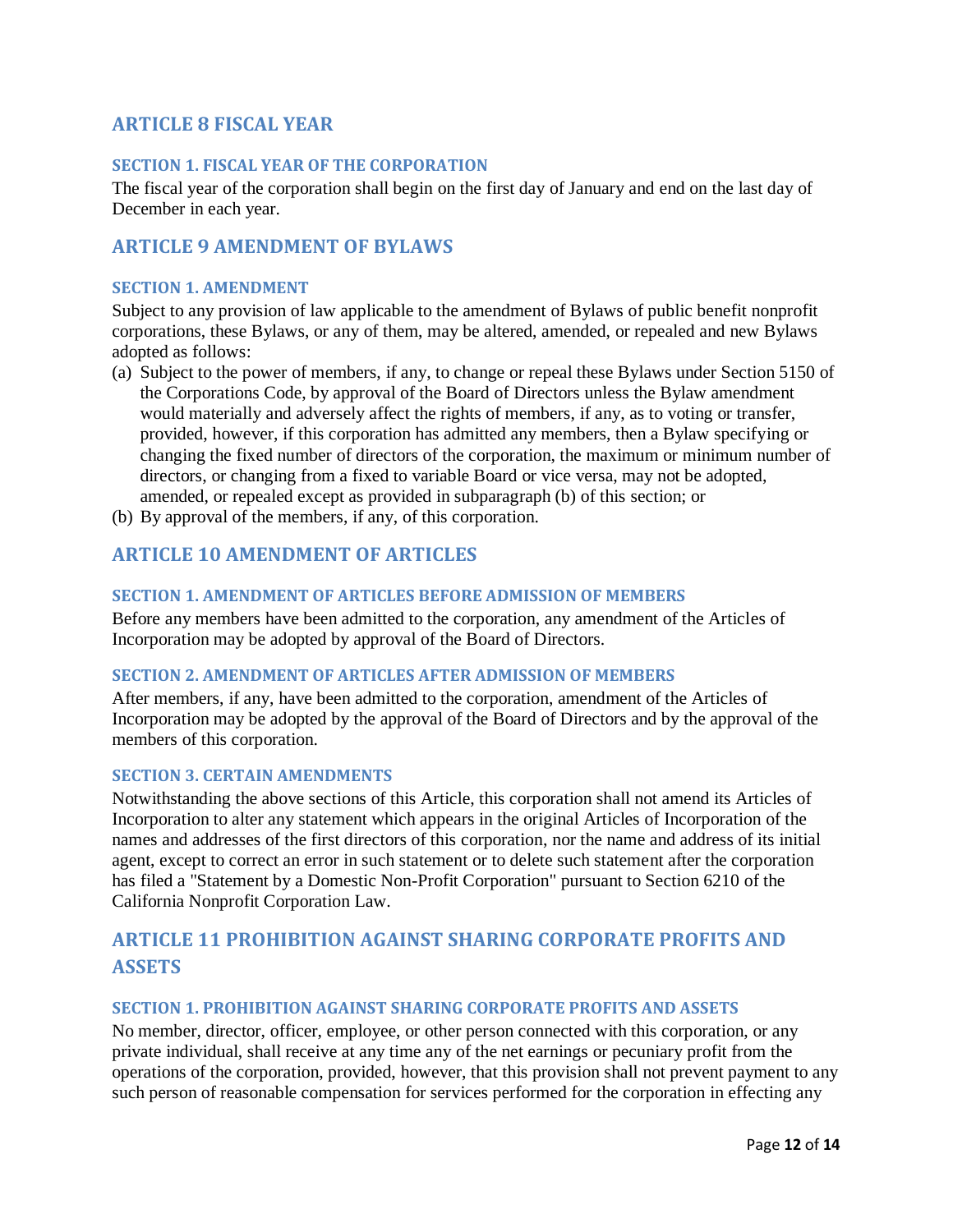## ARTICLE 8 FISCAL YEAR

### SECTION 1. FISCAL YEAR OF THE CORPORATION

The fiscal year of the corporation shall begin on the first day of January and end on the last day of December in each year.

## ARTICLE 9 AMENDMENT OF BYLAWS

### SECTION 1. AMENDMENT

Subject to any provision of law applicable to the amendment of Bylaws of public benefit nonprofit corporations, these Bylaws, or any of them, may be altered, amended, or repealed and new Bylaws adopted as follows:

(a) Subject to the power of members, if any, to change or repeal these Bylaws under Section 5150 of the Corporations Code, by approval of the Board of Directors unless the Bylaw amendment would materially and adversely affect the rights of members, if any, as to voting or transfer, provided, however, if this corporation has admitted any members, then a Bylaw specifying or changing the fixed number of directors of the corporation, the maximum or minimum number of directors, or changing from a fixed to variable Board or vice versa, may not be adopted, amended, or repealed except as provided in subparagraph (b) of this section; or

(b) By approval of the members, if any, of this corporation.

## ARTICLE 10 AMENDMENT OF ARTICLES

### SECTION 1. AMENDMENT OF ARTICLES BEFORE ADMISSION OF MEMBERS

Before any members have been admitted to the corporation, any amendment of the Articles of Incorporation may be adopted by approval of the Board of Directors.

### SECTION 2. AMENDMENT OF ARTICLES AFTER ADMISSION OF MEMBERS

After members, if any, have been admitted to the corporation, amendment of the Articles of Incorporation may be adopted by the approval of the Board of Directors and by the approval of the members of this corporation.

### SECTION 3. CERTAIN AMENDMENTS

Notwithstanding the above sections of this Article, this corporation shall not amend its Articles of Incorporation to alter any statement which appears in the original Articles of Incorporation of the names and addresses of the first directors of this corporation, nor the name and address of its initial agent, except to correct an error in such statement or to delete such statement after the corporation has filed a "Statement by a Domestic Non-Profit Corporation" pursuant to Section 6210 of the California Nonprofit Corporation Law.

## ARTICLE 11 PROHIBITION AGAINST SHARING CORPORATE PROFITS AND ASSETS

### SECTION 1. PROHIBITION AGAINST SHARING CORPORATE PROFITS AND ASSETS

No member, director, officer, employee, or other person connected with this corporation, or any private individual, shall receive at any time any of the net earnings or pecuniary profit from the operations of the corporation, provided, however, that this provision shall not prevent payment to any such person of reasonable compensation for services performed for the corporation in effecting any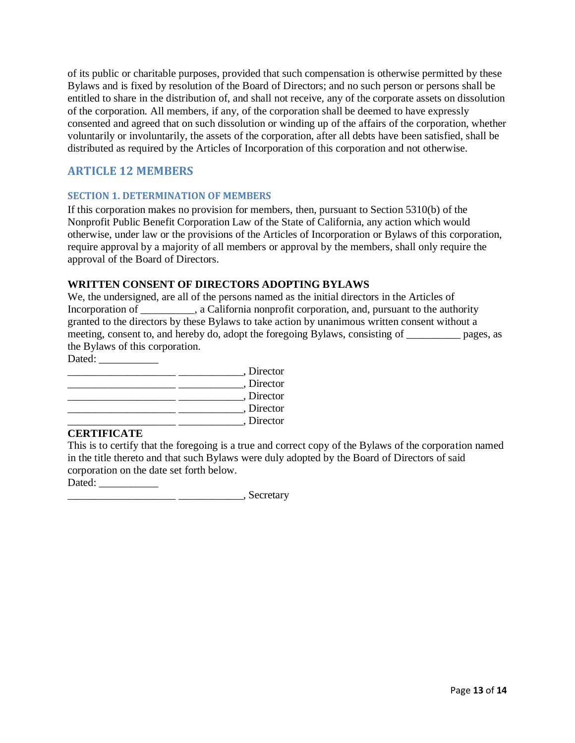of its public or charitable purposes, provided that such compensation is otherwise permitted by these Bylaws and is fixed by resolution of the Board of Directors; and no such person or persons shall be entitled to share in the distribution of, and shall not receive, any of the corporate assets on dissolution of the corporation. All members, if any, of the corporation shall be deemed to have expressly consented and agreed that on such dissolution or winding up of the affairs of the corporation, whether voluntarily or involuntarily, the assets of the corporation, after all debts have been satisfied, shall be distributed as required by the Articles of Incorporation of this corporation and not otherwise.

## ARTICLE 12 MEMBERS

### SECTION 1. DETERMINATION OF MEMBERS

If this corporation makes no provision for members, then, pursuant to Section 5310(b) of the Nonprofit Public Benefit Corporation Law of the State of California, any action which would otherwise, under law or the provisions of the Articles of Incorporation or Bylaws of this corporation, require approval by a majority of all members or approval by the members, shall only require the approval of the Board of Directors.

**WRITTEN CONSENT OF DIRECTORS ADOPTING BYLAWS**

We, the undersigned, are all of the persons named as the initial directors in the Articles of Incorporation of __________, a California nonprofit corporation, and, pursuant to the authority granted to the directors by these Bylaws to take action by unanimous written consent without a meeting, consent to, and hereby do, adopt the foregoing Bylaws, consisting of __________ pages, as the Bylaws of this corporation.

Dated: ___________

____________________ ____________, Director
____________________ ____________, Director
____________________ ____________, Director
____________________ ____________, Director
____________________ ____________, Director

**CERTIFICATE**

This is to certify that the foregoing is a true and correct copy of the Bylaws of the corporation named in the title thereto and that such Bylaws were duly adopted by the Board of Directors of said corporation on the date set forth below.

Dated: ___________

____________________ ____________, Secretary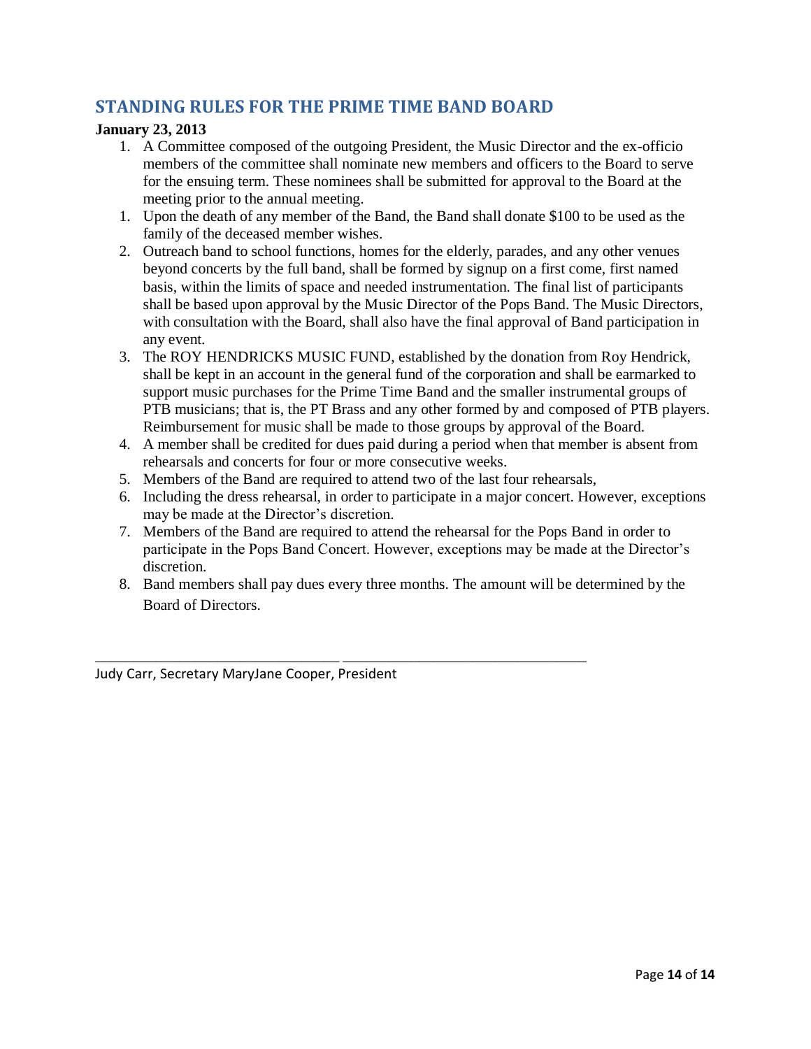## STANDING RULES FOR THE PRIME TIME BAND BOARD

**January 23, 2013**

1. A Committee composed of the outgoing President, the Music Director and the ex-officio members of the committee shall nominate new members and officers to the Board to serve for the ensuing term. These nominees shall be submitted for approval to the Board at the meeting prior to the annual meeting.
1. Upon the death of any member of the Band, the Band shall donate $100 to be used as the family of the deceased member wishes.
2. Outreach band to school functions, homes for the elderly, parades, and any other venues beyond concerts by the full band, shall be formed by signup on a first come, first named basis, within the limits of space and needed instrumentation. The final list of participants shall be based upon approval by the Music Director of the Pops Band. The Music Directors, with consultation with the Board, shall also have the final approval of Band participation in any event.
3. The ROY HENDRICKS MUSIC FUND, established by the donation from Roy Hendrick, shall be kept in an account in the general fund of the corporation and shall be earmarked to support music purchases for the Prime Time Band and the smaller instrumental groups of PTB musicians; that is, the PT Brass and any other formed by and composed of PTB players. Reimbursement for music shall be made to those groups by approval of the Board.
4. A member shall be credited for dues paid during a period when that member is absent from rehearsals and concerts for four or more consecutive weeks.
5. Members of the Band are required to attend two of the last four rehearsals,
6. Including the dress rehearsal, in order to participate in a major concert. However, exceptions may be made at the Director's discretion.
7. Members of the Band are required to attend the rehearsal for the Pops Band in order to participate in the Pops Band Concert. However, exceptions may be made at the Director's discretion.
8. Band members shall pay dues every three months. The amount will be determined by the Board of Directors.

\_\_\_\_\_\_\_\_\_\_\_\_\_\_\_\_\_\_\_\_\_\_\_\_\_\_\_\_\_\_\_\_ \_\_\_\_\_\_\_\_\_\_\_\_\_\_\_\_\_\_\_\_\_\_\_\_\_\_\_\_\_\_\_\_

Judy Carr, Secretary MaryJane Cooper, President